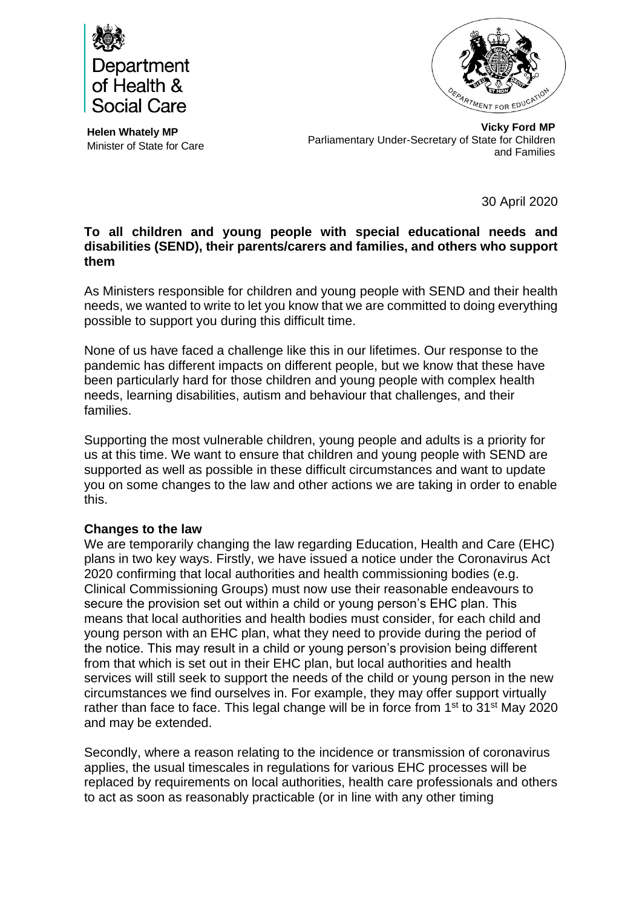Department of Health & Social Care

DEPARTMENT FOR EDUCATION

**Helen Whately MP**
Minister of State for Care

**Vicky Ford MP**
Parliamentary Under-Secretary of State for Children and Families

30 April 2020

**To all children and young people with special educational needs and disabilities (SEND), their parents/carers and families, and others who support them**

As Ministers responsible for children and young people with SEND and their health needs, we wanted to write to let you know that we are committed to doing everything possible to support you during this difficult time.

None of us have faced a challenge like this in our lifetimes. Our response to the pandemic has different impacts on different people, but we know that these have been particularly hard for those children and young people with complex health needs, learning disabilities, autism and behaviour that challenges, and their families.

Supporting the most vulnerable children, young people and adults is a priority for us at this time. We want to ensure that children and young people with SEND are supported as well as possible in these difficult circumstances and want to update you on some changes to the law and other actions we are taking in order to enable this.

**Changes to the law**

We are temporarily changing the law regarding Education, Health and Care (EHC) plans in two key ways. Firstly, we have issued a notice under the Coronavirus Act 2020 confirming that local authorities and health commissioning bodies (e.g. Clinical Commissioning Groups) must now use their reasonable endeavours to secure the provision set out within a child or young person's EHC plan. This means that local authorities and health bodies must consider, for each child and young person with an EHC plan, what they need to provide during the period of the notice. This may result in a child or young person's provision being different from that which is set out in their EHC plan, but local authorities and health services will still seek to support the needs of the child or young person in the new circumstances we find ourselves in. For example, they may offer support virtually rather than face to face. This legal change will be in force from 1st to 31st May 2020 and may be extended.

Secondly, where a reason relating to the incidence or transmission of coronavirus applies, the usual timescales in regulations for various EHC processes will be replaced by requirements on local authorities, health care professionals and others to act as soon as reasonably practicable (or in line with any other timing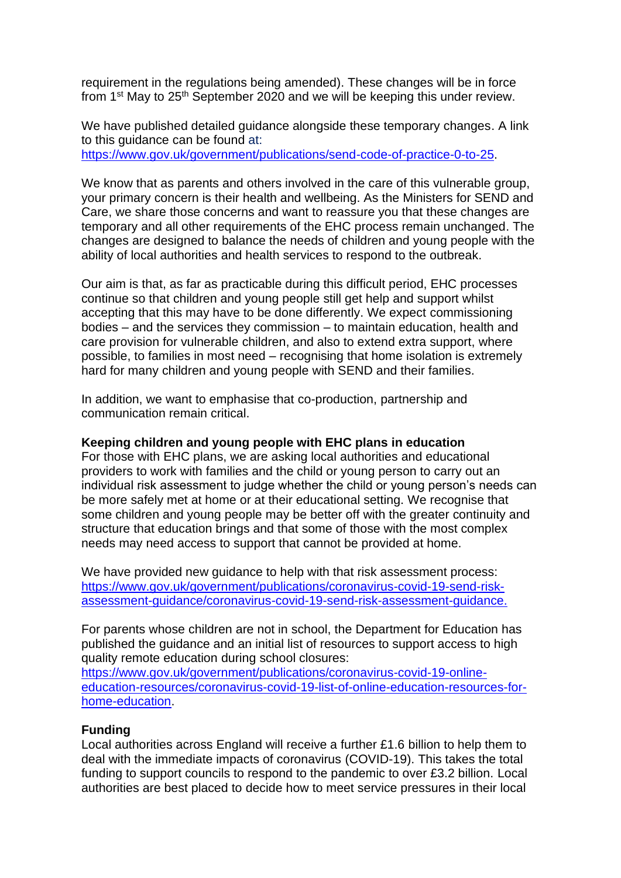requirement in the regulations being amended). These changes will be in force from 1st May to 25th September 2020 and we will be keeping this under review.

We have published detailed guidance alongside these temporary changes. A link to this guidance can be found at: [https://www.gov.uk/government/publications/send-code-of-practice-0-to-25](https://www.gov.uk/government/publications/send-code-of-practice-0-to-25).

We know that as parents and others involved in the care of this vulnerable group, your primary concern is their health and wellbeing. As the Ministers for SEND and Care, we share those concerns and want to reassure you that these changes are temporary and all other requirements of the EHC process remain unchanged. The changes are designed to balance the needs of children and young people with the ability of local authorities and health services to respond to the outbreak.

Our aim is that, as far as practicable during this difficult period, EHC processes continue so that children and young people still get help and support whilst accepting that this may have to be done differently. We expect commissioning bodies – and the services they commission – to maintain education, health and care provision for vulnerable children, and also to extend extra support, where possible, to families in most need – recognising that home isolation is extremely hard for many children and young people with SEND and their families.

In addition, we want to emphasise that co-production, partnership and communication remain critical.

**Keeping children and young people with EHC plans in education**

For those with EHC plans, we are asking local authorities and educational providers to work with families and the child or young person to carry out an individual risk assessment to judge whether the child or young person's needs can be more safely met at home or at their educational setting. We recognise that some children and young people may be better off with the greater continuity and structure that education brings and that some of those with the most complex needs may need access to support that cannot be provided at home.

We have provided new guidance to help with that risk assessment process: [https://www.gov.uk/government/publications/coronavirus-covid-19-send-risk-assessment-guidance/coronavirus-covid-19-send-risk-assessment-guidance.](https://www.gov.uk/government/publications/coronavirus-covid-19-send-risk-assessment-guidance/coronavirus-covid-19-send-risk-assessment-guidance)

For parents whose children are not in school, the Department for Education has published the guidance and an initial list of resources to support access to high quality remote education during school closures: [https://www.gov.uk/government/publications/coronavirus-covid-19-online-education-resources/coronavirus-covid-19-list-of-online-education-resources-for-home-education](https://www.gov.uk/government/publications/coronavirus-covid-19-online-education-resources/coronavirus-covid-19-list-of-online-education-resources-for-home-education).

**Funding**

Local authorities across England will receive a further £1.6 billion to help them to deal with the immediate impacts of coronavirus (COVID-19). This takes the total funding to support councils to respond to the pandemic to over £3.2 billion. Local authorities are best placed to decide how to meet service pressures in their local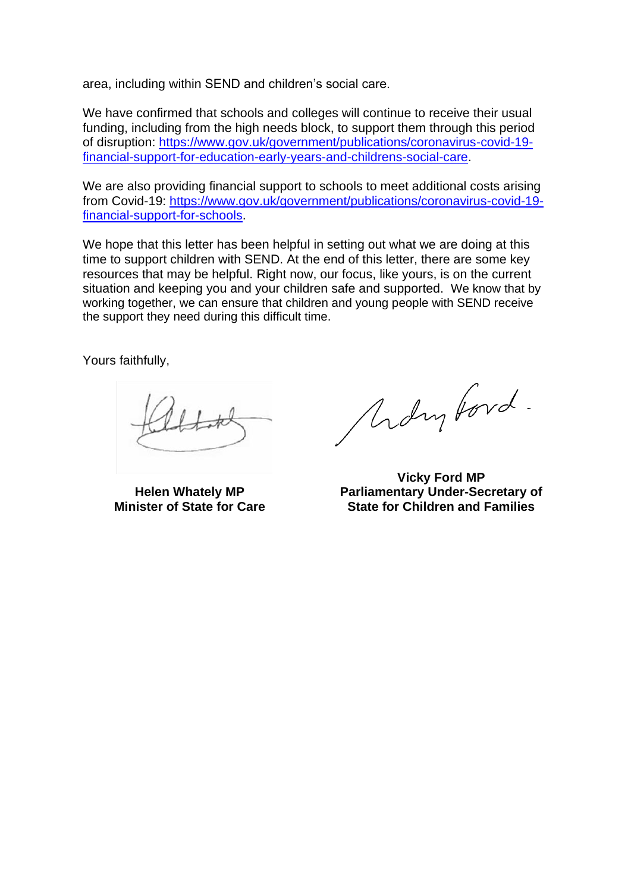area, including within SEND and children's social care.

We have confirmed that schools and colleges will continue to receive their usual funding, including from the high needs block, to support them through this period of disruption: [https://www.gov.uk/government/publications/coronavirus-covid-19-financial-support-for-education-early-years-and-childrens-social-care](https://www.gov.uk/government/publications/coronavirus-covid-19-financial-support-for-education-early-years-and-childrens-social-care).

We are also providing financial support to schools to meet additional costs arising from Covid-19: [https://www.gov.uk/government/publications/coronavirus-covid-19-financial-support-for-schools](https://www.gov.uk/government/publications/coronavirus-covid-19-financial-support-for-schools).

We hope that this letter has been helpful in setting out what we are doing at this time to support children with SEND. At the end of this letter, there are some key resources that may be helpful. Right now, our focus, like yours, is on the current situation and keeping you and your children safe and supported. We know that by working together, we can ensure that children and young people with SEND receive the support they need during this difficult time.

Yours faithfully,

**Helen Whately MP**
**Minister of State for Care**

**Vicky Ford MP**
**Parliamentary Under-Secretary of State for Children and Families**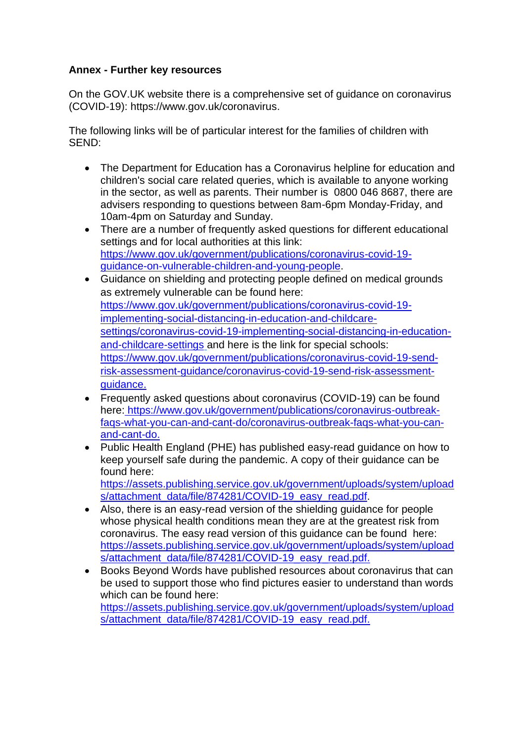**Annex - Further key resources**

On the GOV.UK website there is a comprehensive set of guidance on coronavirus (COVID-19): https://www.gov.uk/coronavirus.

The following links will be of particular interest for the families of children with SEND:

- The Department for Education has a Coronavirus helpline for education and children's social care related queries, which is available to anyone working in the sector, as well as parents. Their number is 0800 046 8687, there are advisers responding to questions between 8am-6pm Monday-Friday, and 10am-4pm on Saturday and Sunday.
- There are a number of frequently asked questions for different educational settings and for local authorities at this link: https://www.gov.uk/government/publications/coronavirus-covid-19-guidance-on-vulnerable-children-and-young-people.
- Guidance on shielding and protecting people defined on medical grounds as extremely vulnerable can be found here: https://www.gov.uk/government/publications/coronavirus-covid-19-implementing-social-distancing-in-education-and-childcare-settings/coronavirus-covid-19-implementing-social-distancing-in-education-and-childcare-settings and here is the link for special schools: https://www.gov.uk/government/publications/coronavirus-covid-19-send-risk-assessment-guidance/coronavirus-covid-19-send-risk-assessment-guidance.
- Frequently asked questions about coronavirus (COVID-19) can be found here: https://www.gov.uk/government/publications/coronavirus-outbreak-faqs-what-you-can-and-cant-do/coronavirus-outbreak-faqs-what-you-can-and-cant-do.
- Public Health England (PHE) has published easy-read guidance on how to keep yourself safe during the pandemic. A copy of their guidance can be found here: https://assets.publishing.service.gov.uk/government/uploads/system/uploads/attachment_data/file/874281/COVID-19_easy_read.pdf.
- Also, there is an easy-read version of the shielding guidance for people whose physical health conditions mean they are at the greatest risk from coronavirus. The easy read version of this guidance can be found here: https://assets.publishing.service.gov.uk/government/uploads/system/uploads/attachment_data/file/874281/COVID-19_easy_read.pdf.
- Books Beyond Words have published resources about coronavirus that can be used to support those who find pictures easier to understand than words which can be found here: https://assets.publishing.service.gov.uk/government/uploads/system/uploads/attachment_data/file/874281/COVID-19_easy_read.pdf.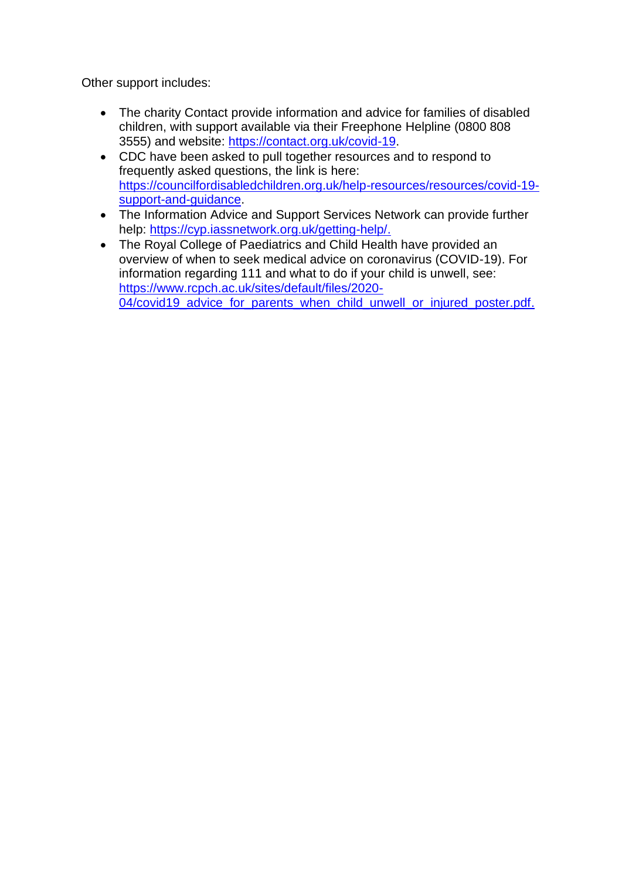Other support includes:

- The charity Contact provide information and advice for families of disabled children, with support available via their Freephone Helpline (0800 808 3555) and website: [https://contact.org.uk/covid-19](https://contact.org.uk/covid-19).
- CDC have been asked to pull together resources and to respond to frequently asked questions, the link is here: [https://councilfordisabledchildren.org.uk/help-resources/resources/covid-19-support-and-guidance](https://councilfordisabledchildren.org.uk/help-resources/resources/covid-19-support-and-guidance).
- The Information Advice and Support Services Network can provide further help: [https://cyp.iassnetwork.org.uk/getting-help/.](https://cyp.iassnetwork.org.uk/getting-help/)
- The Royal College of Paediatrics and Child Health have provided an overview of when to seek medical advice on coronavirus (COVID-19). For information regarding 111 and what to do if your child is unwell, see: [https://www.rcpch.ac.uk/sites/default/files/2020-04/covid19_advice_for_parents_when_child_unwell_or_injured_poster.pdf.](https://www.rcpch.ac.uk/sites/default/files/2020-04/covid19_advice_for_parents_when_child_unwell_or_injured_poster.pdf)